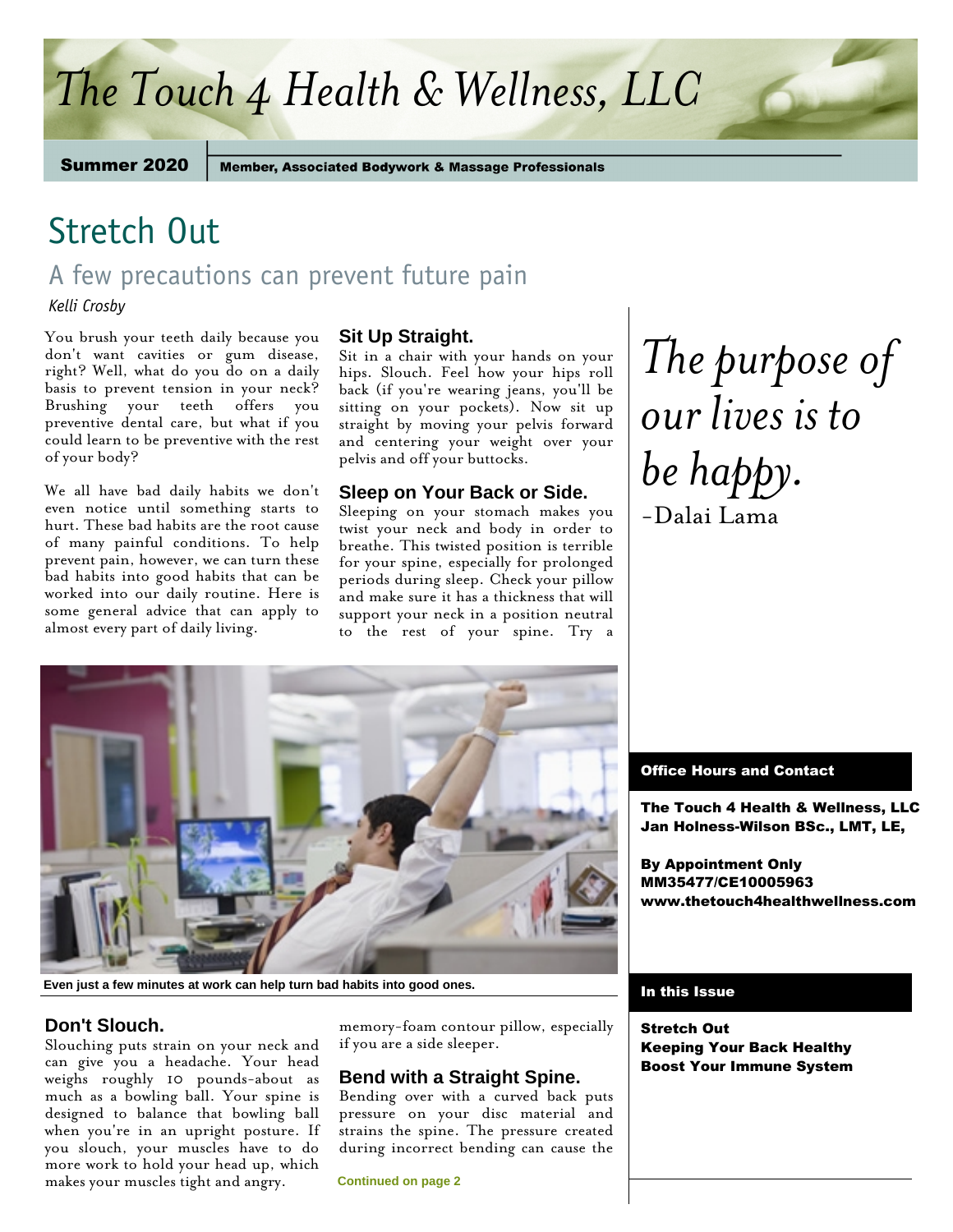# The Touch 4 Health & Wellness, LLC

**Summer 2020** | **Member, Associated Bodywork & Massage Professionals**

## Stretch Out

### A few precautions can prevent future pain

*Kelli Crosby*

You brush your teeth daily because you don't want cavities or gum disease, right? Well, what do you do on a daily basis to prevent tension in your neck? Brushing your teeth offers you preventive dental care, but what if you could learn to be preventive with the rest of your body?

We all have bad daily habits we don't even notice until something starts to hurt. These bad habits are the root cause of many painful conditions. To help prevent pain, however, we can turn these bad habits into good habits that can be worked into our daily routine. Here is some general advice that can apply to almost every part of daily living.

### Sit Up Straight.

Sit in a chair with your hands on your hips. Slouch. Feel how your hips roll back (if you're wearing jeans, you'll be sitting on your pockets). Now sit up straight by moving your pelvis forward and centering your weight over your pelvis and off your buttocks.

### Sleep on Your Back or Side.

Sleeping on your stomach makes you twist your neck and body in order to breathe. This twisted position is terrible for your spine, especially for prolonged periods during sleep. Check your pillow and make sure it has a thickness that will support your neck in a position neutral to the rest of your spine. Try a memory-foam contour pillow, especially if you are a side sleeper.

Even just a few minutes at work can help turn bad habits into good ones.

### Don't Slouch.

Slouching puts strain on your neck and can give you a headache. Your head weighs roughly 10 pounds-about as much as a bowling ball. Your spine is designed to balance that bowling ball when you're in an upright posture. If you slouch, your muscles have to do more work to hold your head up, which makes your muscles tight and angry.

### Bend with a Straight Spine.

Bending over with a curved back puts pressure on your disc material and strains the spine. The pressure created during incorrect bending can cause the

**Continued on page 2**

*The purpose of our lives is to be happy.*
-Dalai Lama

**Office Hours and Contact**

**The Touch 4 Health & Wellness, LLC**
**Jan Holness-Wilson BSc., LMT, LE,**

**By Appointment Only**
**MM35477/CE10005963**
**www.thetouch4healthwellness.com**

**In this Issue**

**Stretch Out**
**Keeping Your Back Healthy**
**Boost Your Immune System**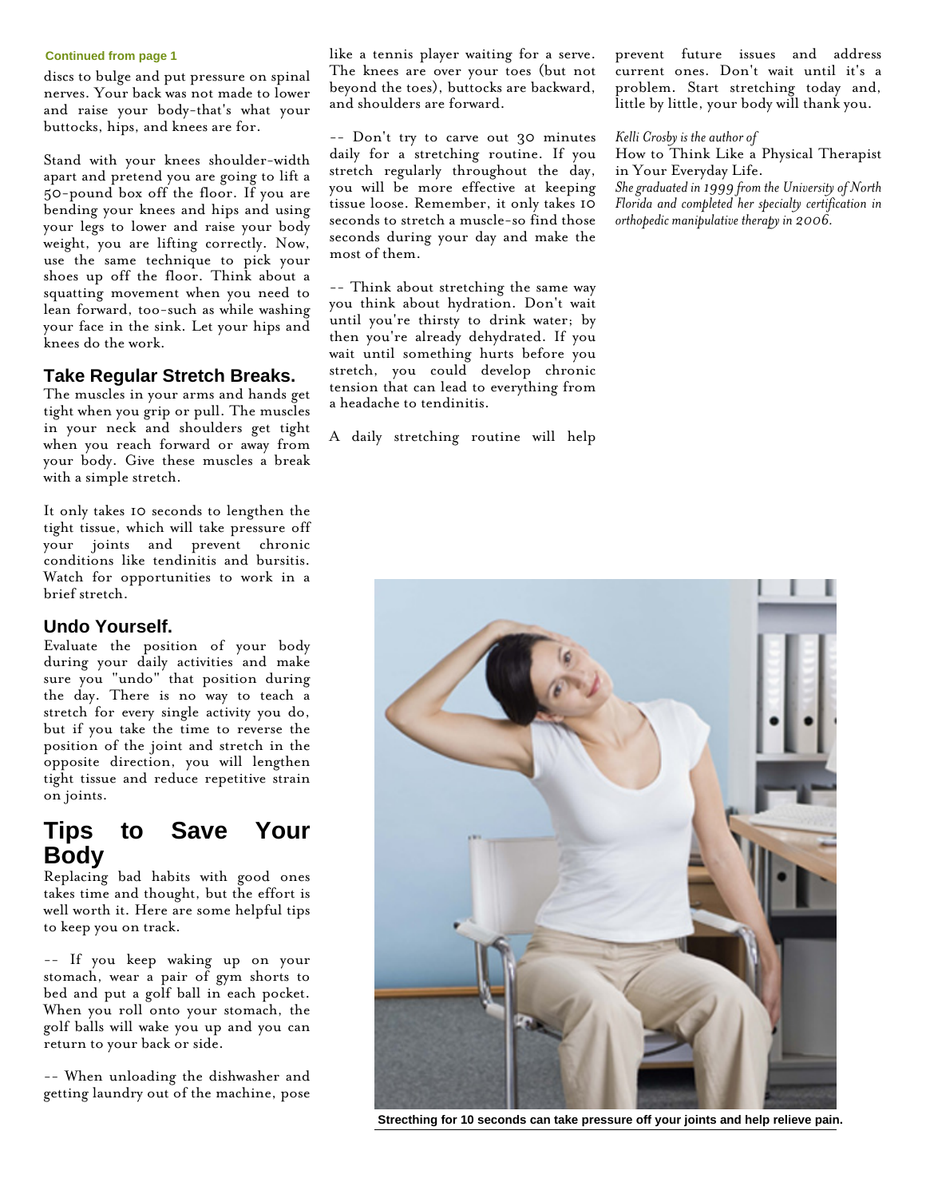Continued from page 1

discs to bulge and put pressure on spinal nerves. Your back was not made to lower and raise your body-that's what your buttocks, hips, and knees are for.

Stand with your knees shoulder-width apart and pretend you are going to lift a 50-pound box off the floor. If you are bending your knees and hips and using your legs to lower and raise your body weight, you are lifting correctly. Now, use the same technique to pick your shoes up off the floor. Think about a squatting movement when you need to lean forward, too-such as while washing your face in the sink. Let your hips and knees do the work.

### Take Regular Stretch Breaks.

The muscles in your arms and hands get tight when you grip or pull. The muscles in your neck and shoulders get tight when you reach forward or away from your body. Give these muscles a break with a simple stretch.

It only takes 10 seconds to lengthen the tight tissue, which will take pressure off your joints and prevent chronic conditions like tendinitis and bursitis. Watch for opportunities to work in a brief stretch.

### Undo Yourself.

Evaluate the position of your body during your daily activities and make sure you "undo" that position during the day. There is no way to teach a stretch for every single activity you do, but if you take the time to reverse the position of the joint and stretch in the opposite direction, you will lengthen tight tissue and reduce repetitive strain on joints.

## Tips to Save Your Body

Replacing bad habits with good ones takes time and thought, but the effort is well worth it. Here are some helpful tips to keep you on track.

-- If you keep waking up on your stomach, wear a pair of gym shorts to bed and put a golf ball in each pocket. When you roll onto your stomach, the golf balls will wake you up and you can return to your back or side.

-- When unloading the dishwasher and getting laundry out of the machine, pose like a tennis player waiting for a serve. The knees are over your toes (but not beyond the toes), buttocks are backward, and shoulders are forward.

-- Don't try to carve out 30 minutes daily for a stretching routine. If you stretch regularly throughout the day, you will be more effective at keeping tissue loose. Remember, it only takes 10 seconds to stretch a muscle-so find those seconds during your day and make the most of them.

-- Think about stretching the same way you think about hydration. Don't wait until you're thirsty to drink water; by then you're already dehydrated. If you wait until something hurts before you stretch, you could develop chronic tension that can lead to everything from a headache to tendinitis.

A daily stretching routine will help prevent future issues and address current ones. Don't wait until it's a problem. Start stretching today and, little by little, your body will thank you.

*Kelli Crosby is the author of* How to Think Like a Physical Therapist in Your Everyday Life. *She graduated in 1999 from the University of North Florida and completed her specialty certification in orthopedic manipulative therapy in 2006.*

**Strecthing for 10 seconds can take pressure off your joints and help relieve pain.**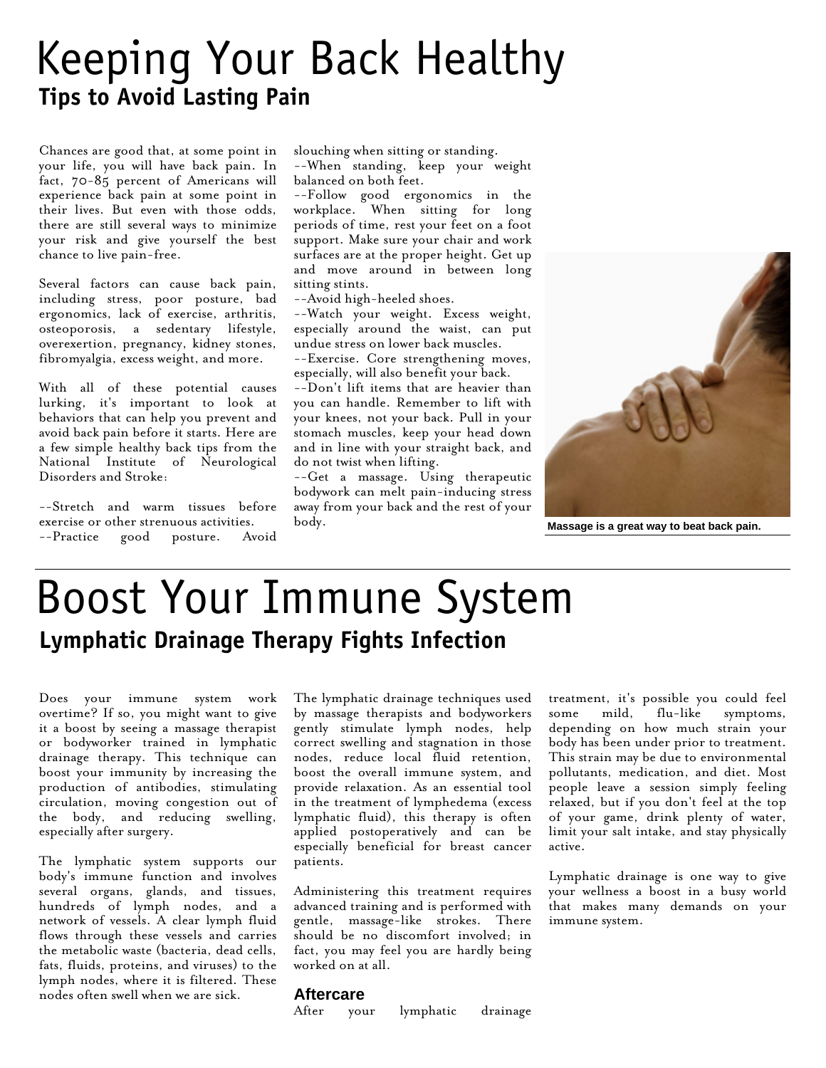# Keeping Your Back Healthy

## Tips to Avoid Lasting Pain

Chances are good that, at some point in your life, you will have back pain. In fact, 70-85 percent of Americans will experience back pain at some point in their lives. But even with those odds, there are still several ways to minimize your risk and give yourself the best chance to live pain-free.

Several factors can cause back pain, including stress, poor posture, bad ergonomics, lack of exercise, arthritis, osteoporosis, a sedentary lifestyle, overexertion, pregnancy, kidney stones, fibromyalgia, excess weight, and more.

With all of these potential causes lurking, it's important to look at behaviors that can help you prevent and avoid back pain before it starts. Here are a few simple healthy back tips from the National Institute of Neurological Disorders and Stroke:

--Stretch and warm tissues before exercise or other strenuous activities.
--Practice good posture. Avoid slouching when sitting or standing.
--When standing, keep your weight balanced on both feet.
--Follow good ergonomics in the workplace. When sitting for long periods of time, rest your feet on a foot support. Make sure your chair and work surfaces are at the proper height. Get up and move around in between long sitting stints.
--Avoid high-heeled shoes.
--Watch your weight. Excess weight, especially around the waist, can put undue stress on lower back muscles.
--Exercise. Core strengthening moves, especially, will also benefit your back.
--Don't lift items that are heavier than you can handle. Remember to lift with your knees, not your back. Pull in your stomach muscles, keep your head down and in line with your straight back, and do not twist when lifting.
--Get a massage. Using therapeutic bodywork can melt pain-inducing stress away from your back and the rest of your body.

**Massage is a great way to beat back pain.**

# Boost Your Immune System

## Lymphatic Drainage Therapy Fights Infection

Does your immune system work overtime? If so, you might want to give it a boost by seeing a massage therapist or bodyworker trained in lymphatic drainage therapy. This technique can boost your immunity by increasing the production of antibodies, stimulating circulation, moving congestion out of the body, and reducing swelling, especially after surgery.

The lymphatic system supports our body's immune function and involves several organs, glands, and tissues, hundreds of lymph nodes, and a network of vessels. A clear lymph fluid flows through these vessels and carries the metabolic waste (bacteria, dead cells, fats, fluids, proteins, and viruses) to the lymph nodes, where it is filtered. These nodes often swell when we are sick.

The lymphatic drainage techniques used by massage therapists and bodyworkers gently stimulate lymph nodes, help correct swelling and stagnation in those nodes, reduce local fluid retention, boost the overall immune system, and provide relaxation. As an essential tool in the treatment of lymphedema (excess lymphatic fluid), this therapy is often applied postoperatively and can be especially beneficial for breast cancer patients.

Administering this treatment requires advanced training and is performed with gentle, massage-like strokes. There should be no discomfort involved; in fact, you may feel you are hardly being worked on at all.

### Aftercare

After your lymphatic drainage treatment, it's possible you could feel some mild, flu-like symptoms, depending on how much strain your body has been under prior to treatment. This strain may be due to environmental pollutants, medication, and diet. Most people leave a session simply feeling relaxed, but if you don't feel at the top of your game, drink plenty of water, limit your salt intake, and stay physically active.

Lymphatic drainage is one way to give your wellness a boost in a busy world that makes many demands on your immune system.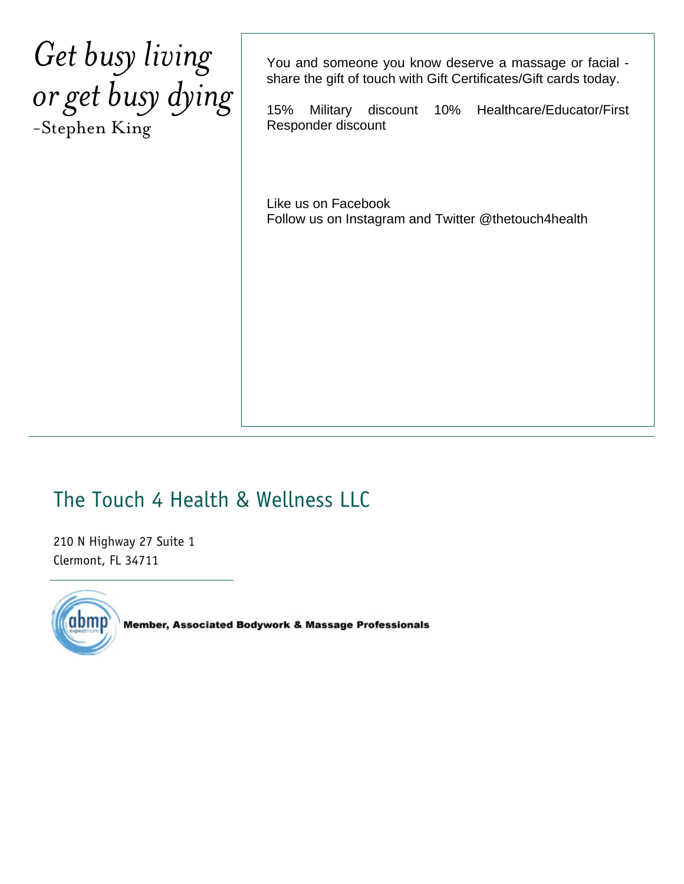*Get busy living or get busy dying*

-Stephen King

You and someone you know deserve a massage or facial - share the gift of touch with Gift Certificates/Gift cards today.

15% Military discount 10% Healthcare/Educator/First Responder discount

Like us on Facebook
Follow us on Instagram and Twitter @thetouch4health

## The Touch 4 Health & Wellness LLC

210 N Highway 27 Suite 1
Clermont, FL 34711

abmp expectmore

**Member, Associated Bodywork & Massage Professionals**